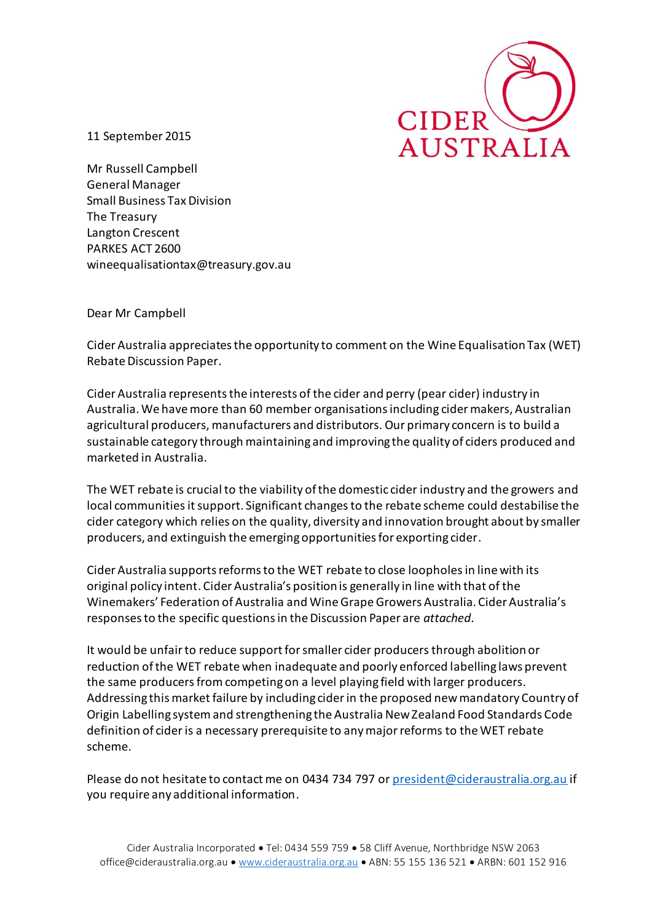CIDER AUSTRALIA

11 September 2015

Mr Russell Campbell
General Manager
Small Business Tax Division
The Treasury
Langton Crescent
PARKES ACT 2600
wineequalisationtax@treasury.gov.au

Dear Mr Campbell

Cider Australia appreciates the opportunity to comment on the Wine Equalisation Tax (WET) Rebate Discussion Paper.

Cider Australia represents the interests of the cider and perry (pear cider) industry in Australia. We have more than 60 member organisations including cider makers, Australian agricultural producers, manufacturers and distributors. Our primary concern is to build a sustainable category through maintaining and improving the quality of ciders produced and marketed in Australia.

The WET rebate is crucial to the viability of the domestic cider industry and the growers and local communities it support. Significant changes to the rebate scheme could destabilise the cider category which relies on the quality, diversity and innovation brought about by smaller producers, and extinguish the emerging opportunities for exporting cider.

Cider Australia supports reforms to the WET rebate to close loopholes in line with its original policy intent. Cider Australia's position is generally in line with that of the Winemakers' Federation of Australia and Wine Grape Growers Australia. Cider Australia's responses to the specific questions in the Discussion Paper are *attached*.

It would be unfair to reduce support for smaller cider producers through abolition or reduction of the WET rebate when inadequate and poorly enforced labelling laws prevent the same producers from competing on a level playing field with larger producers. Addressing this market failure by including cider in the proposed new mandatory Country of Origin Labelling system and strengthening the Australia New Zealand Food Standards Code definition of cider is a necessary prerequisite to any major reforms to the WET rebate scheme.

Please do not hesitate to contact me on 0434 734 797 or president@cideraustralia.org.au if you require any additional information.

Cider Australia Incorporated • Tel: 0434 559 759 • 58 Cliff Avenue, Northbridge NSW 2063
office@cideraustralia.org.au • www.cideraustralia.org.au • ABN: 55 155 136 521 • ARBN: 601 152 916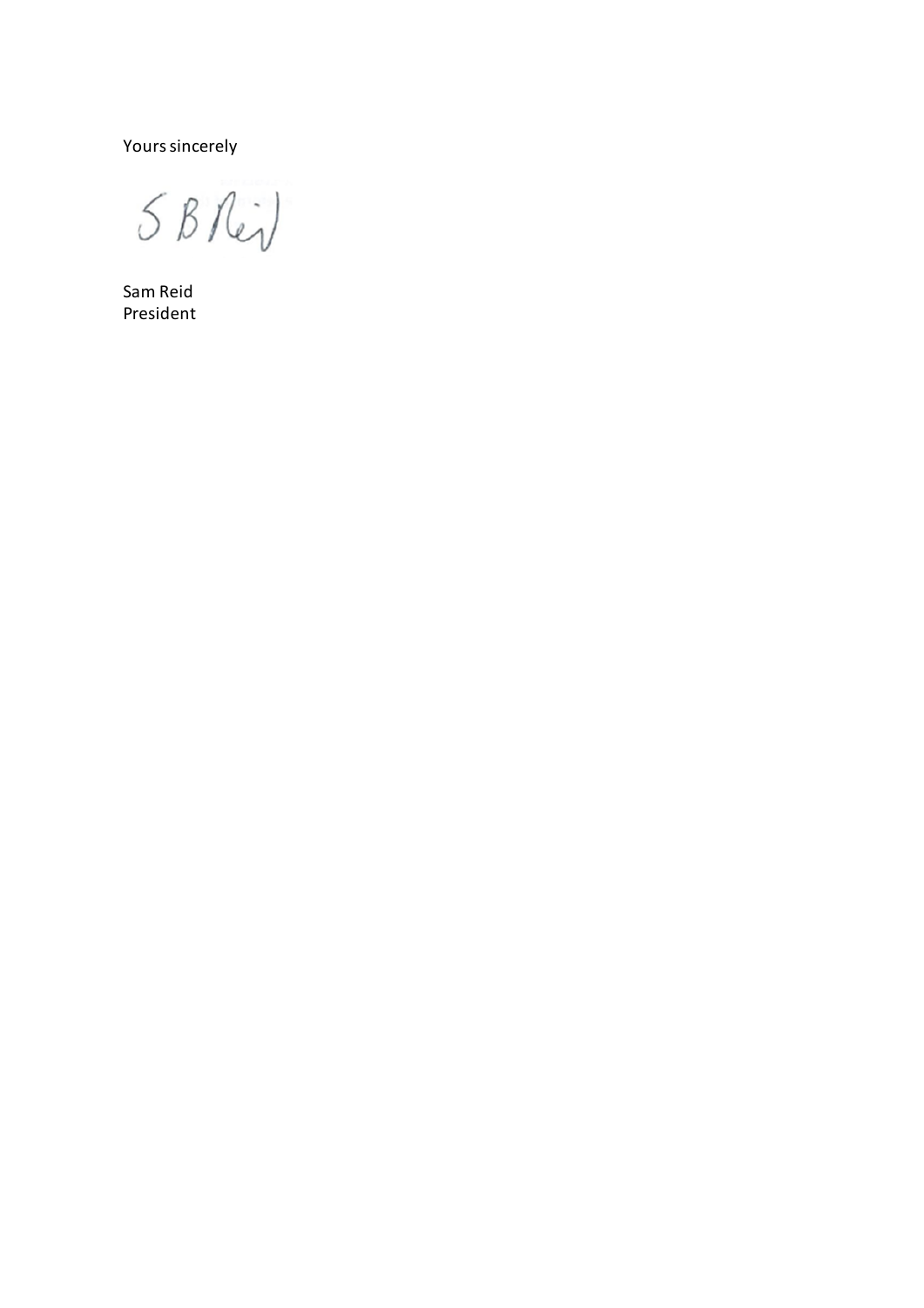Yours sincerely

S B Reid

Sam Reid
President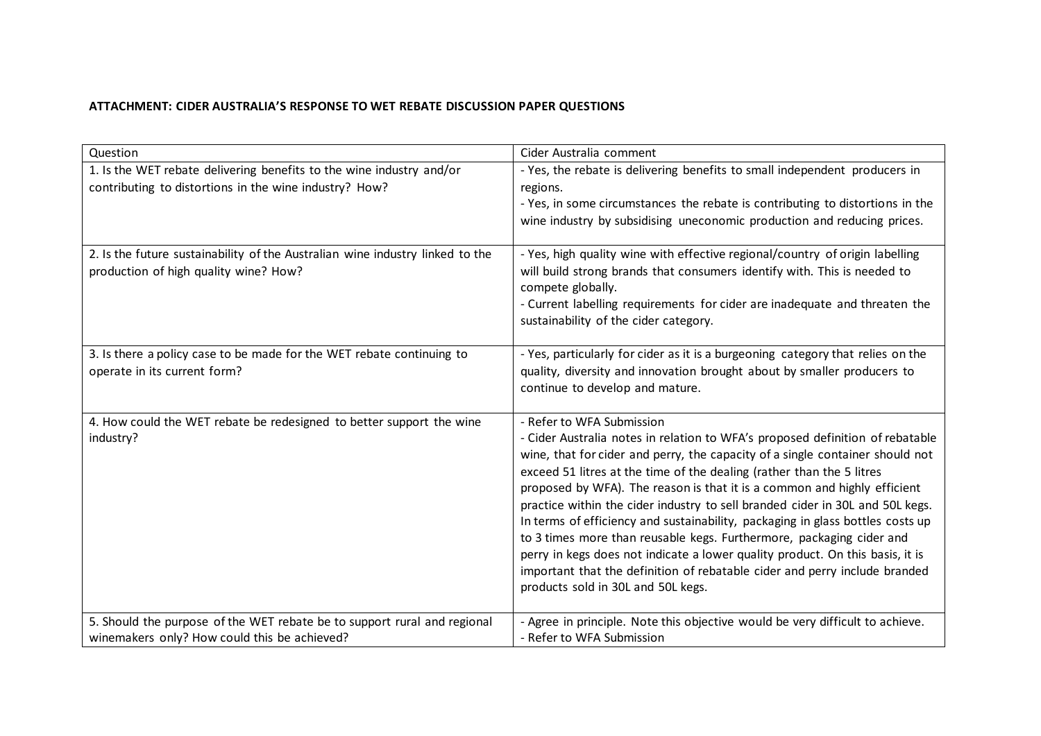**ATTACHMENT: CIDER AUSTRALIA'S RESPONSE TO WET REBATE DISCUSSION PAPER QUESTIONS**

| Question | Cider Australia comment |
|---|---|
| 1. Is the WET rebate delivering benefits to the wine industry and/or contributing to distortions in the wine industry? How? | - Yes, the rebate is delivering benefits to small independent producers in regions.<br>- Yes, in some circumstances the rebate is contributing to distortions in the wine industry by subsidising uneconomic production and reducing prices. |
| 2. Is the future sustainability of the Australian wine industry linked to the production of high quality wine? How? | - Yes, high quality wine with effective regional/country of origin labelling will build strong brands that consumers identify with. This is needed to compete globally.<br>- Current labelling requirements for cider are inadequate and threaten the sustainability of the cider category. |
| 3. Is there a policy case to be made for the WET rebate continuing to operate in its current form? | - Yes, particularly for cider as it is a burgeoning category that relies on the quality, diversity and innovation brought about by smaller producers to continue to develop and mature. |
| 4. How could the WET rebate be redesigned to better support the wine industry? | - Refer to WFA Submission<br>- Cider Australia notes in relation to WFA's proposed definition of rebatable wine, that for cider and perry, the capacity of a single container should not exceed 51 litres at the time of the dealing (rather than the 5 litres proposed by WFA). The reason is that it is a common and highly efficient practice within the cider industry to sell branded cider in 30L and 50L kegs. In terms of efficiency and sustainability, packaging in glass bottles costs up to 3 times more than reusable kegs. Furthermore, packaging cider and perry in kegs does not indicate a lower quality product. On this basis, it is important that the definition of rebatable cider and perry include branded products sold in 30L and 50L kegs. |
| 5. Should the purpose of the WET rebate be to support rural and regional winemakers only? How could this be achieved? | - Agree in principle. Note this objective would be very difficult to achieve.<br>- Refer to WFA Submission |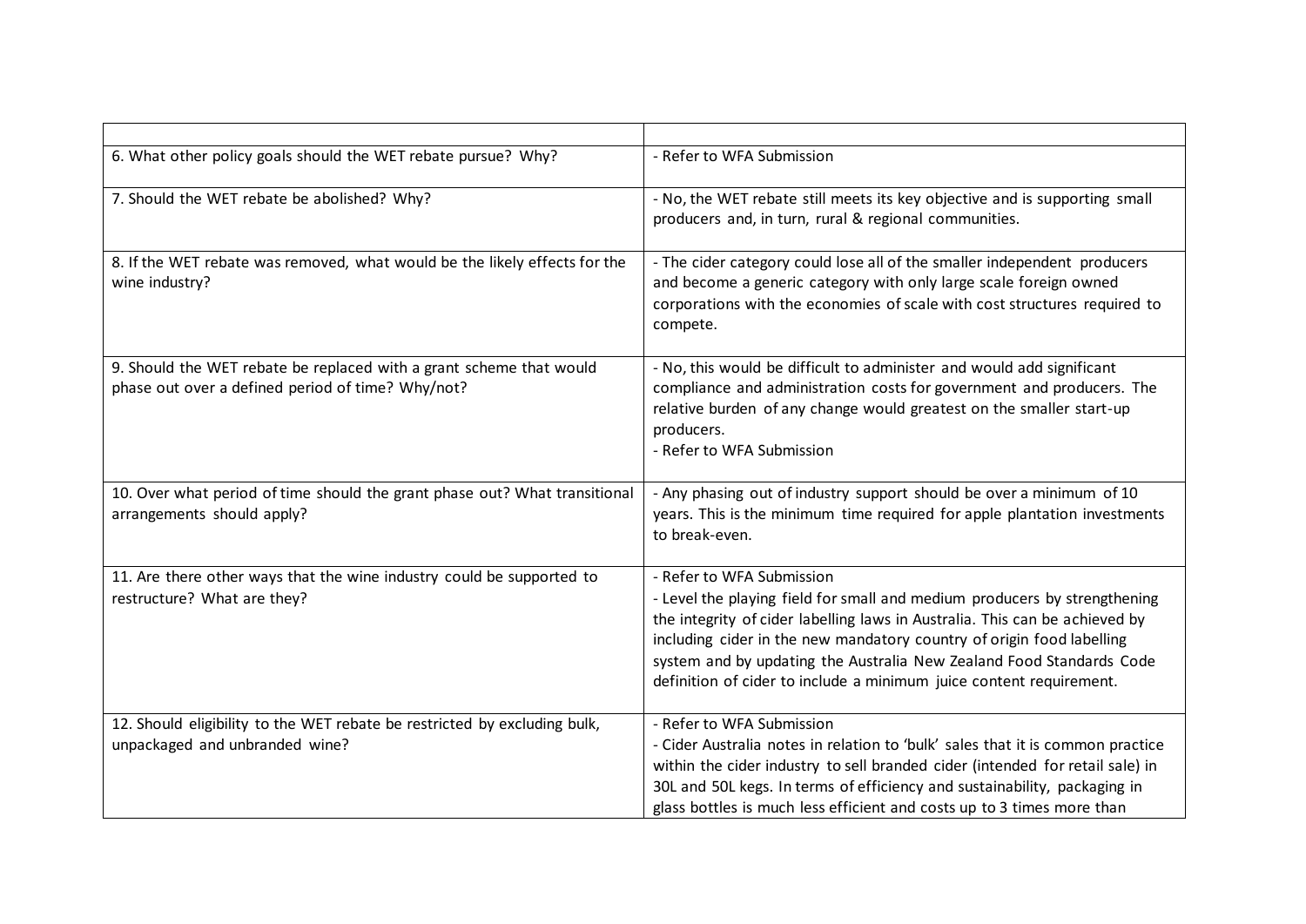| | |
|---|---|
| 6. What other policy goals should the WET rebate pursue? Why? | - Refer to WFA Submission |
| 7. Should the WET rebate be abolished? Why? | - No, the WET rebate still meets its key objective and is supporting small producers and, in turn, rural & regional communities. |
| 8. If the WET rebate was removed, what would be the likely effects for the wine industry? | - The cider category could lose all of the smaller independent producers and become a generic category with only large scale foreign owned corporations with the economies of scale with cost structures required to compete. |
| 9. Should the WET rebate be replaced with a grant scheme that would phase out over a defined period of time? Why/not? | - No, this would be difficult to administer and would add significant compliance and administration costs for government and producers. The relative burden of any change would greatest on the smaller start-up producers.<br>- Refer to WFA Submission |
| 10. Over what period of time should the grant phase out? What transitional arrangements should apply? | - Any phasing out of industry support should be over a minimum of 10 years. This is the minimum time required for apple plantation investments to break-even. |
| 11. Are there other ways that the wine industry could be supported to restructure? What are they? | - Refer to WFA Submission<br>- Level the playing field for small and medium producers by strengthening the integrity of cider labelling laws in Australia. This can be achieved by including cider in the new mandatory country of origin food labelling system and by updating the Australia New Zealand Food Standards Code definition of cider to include a minimum juice content requirement. |
| 12. Should eligibility to the WET rebate be restricted by excluding bulk, unpackaged and unbranded wine? | - Refer to WFA Submission<br>- Cider Australia notes in relation to 'bulk' sales that it is common practice within the cider industry to sell branded cider (intended for retail sale) in 30L and 50L kegs. In terms of efficiency and sustainability, packaging in glass bottles is much less efficient and costs up to 3 times more than |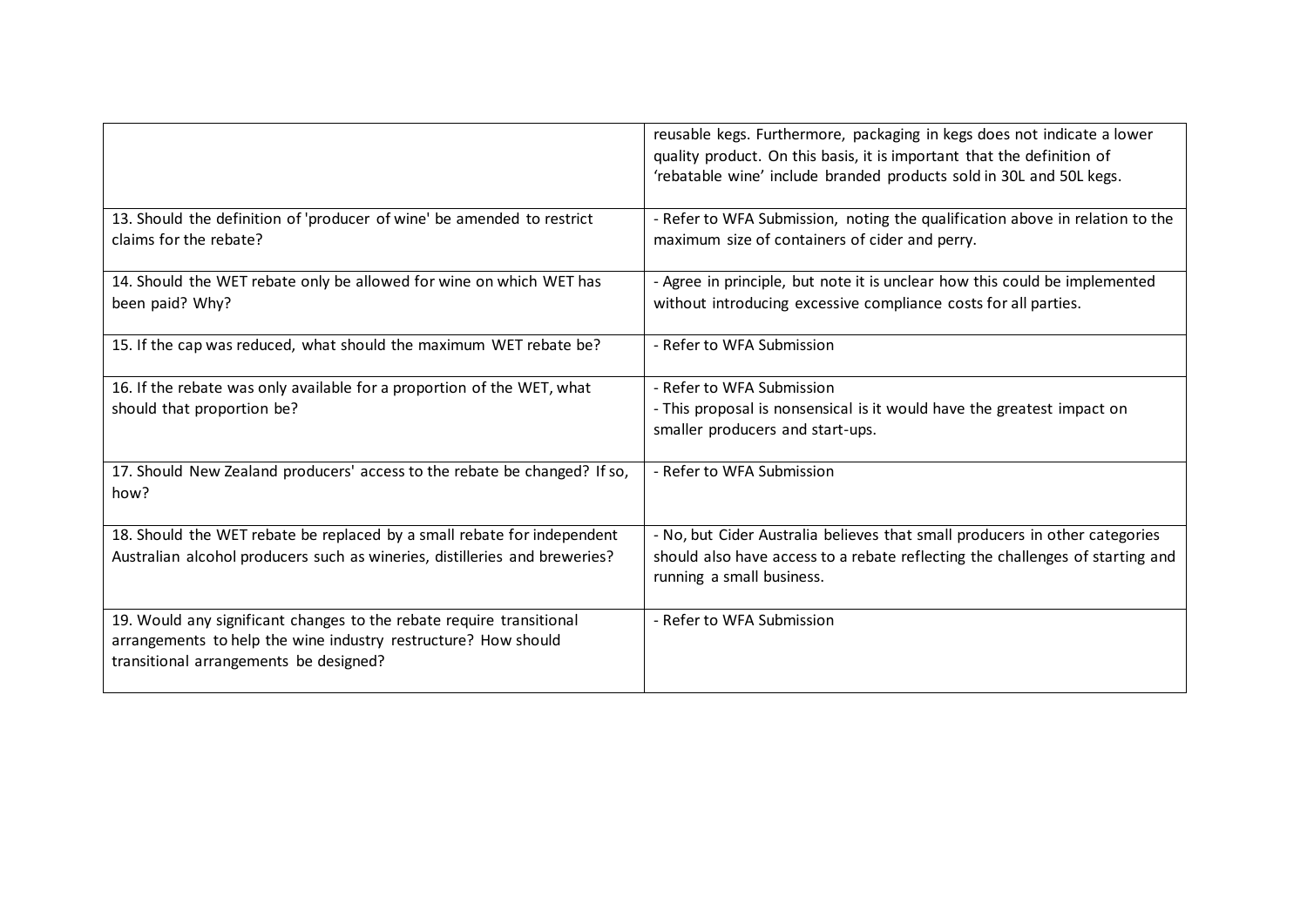| | |
|---|---|
| | reusable kegs. Furthermore, packaging in kegs does not indicate a lower quality product. On this basis, it is important that the definition of 'rebatable wine' include branded products sold in 30L and 50L kegs. |
| 13. Should the definition of 'producer of wine' be amended to restrict claims for the rebate? | - Refer to WFA Submission, noting the qualification above in relation to the maximum size of containers of cider and perry. |
| 14. Should the WET rebate only be allowed for wine on which WET has been paid? Why? | - Agree in principle, but note it is unclear how this could be implemented without introducing excessive compliance costs for all parties. |
| 15. If the cap was reduced, what should the maximum WET rebate be? | - Refer to WFA Submission |
| 16. If the rebate was only available for a proportion of the WET, what should that proportion be? | - Refer to WFA Submission<br>- This proposal is nonsensical is it would have the greatest impact on smaller producers and start-ups. |
| 17. Should New Zealand producers' access to the rebate be changed? If so, how? | - Refer to WFA Submission |
| 18. Should the WET rebate be replaced by a small rebate for independent Australian alcohol producers such as wineries, distilleries and breweries? | - No, but Cider Australia believes that small producers in other categories should also have access to a rebate reflecting the challenges of starting and running a small business. |
| 19. Would any significant changes to the rebate require transitional arrangements to help the wine industry restructure? How should transitional arrangements be designed? | - Refer to WFA Submission |